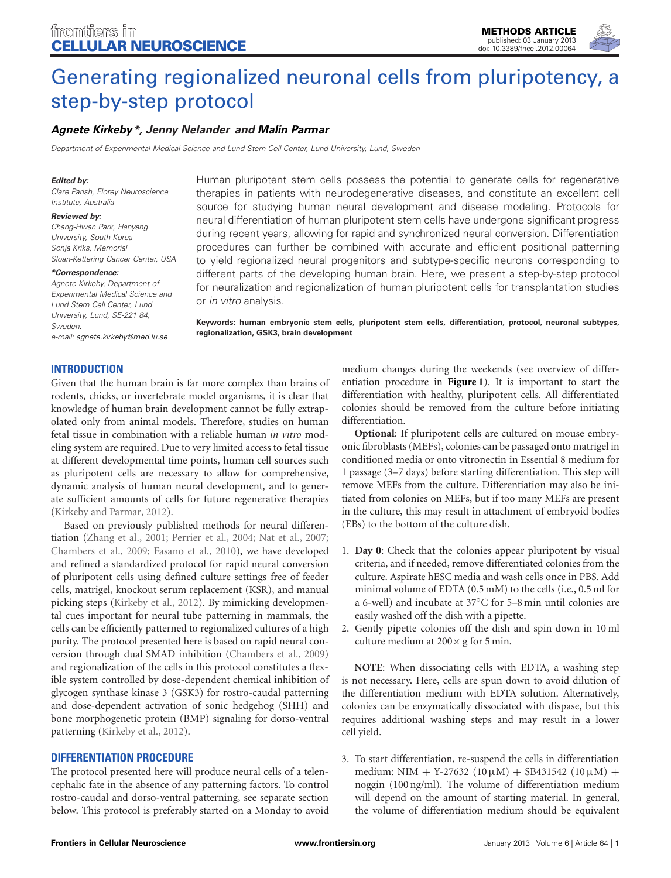# Generating regionalized neuronal cells from pluripotency, a step-by-step protocol

***Agnete Kirkeby\*, Jenny Nelander and Malin Parmar***

*Department of Experimental Medical Science and Lund Stem Cell Center, Lund University, Lund, Sweden*

***Edited by:***
*Clare Parish, Florey Neuroscience Institute, Australia*

***Reviewed by:***
*Chang-Hwan Park, Hanyang University, South Korea*
*Sonja Kriks, Memorial Sloan-Kettering Cancer Center, USA*

***\*Correspondence:***
*Agnete Kirkeby, Department of Experimental Medical Science and Lund Stem Cell Center, Lund University, Lund, SE-221 84, Sweden.*
*e-mail: agnete.kirkeby@med.lu.se*

Human pluripotent stem cells possess the potential to generate cells for regenerative therapies in patients with neurodegenerative diseases, and constitute an excellent cell source for studying human neural development and disease modeling. Protocols for neural differentiation of human pluripotent stem cells have undergone significant progress during recent years, allowing for rapid and synchronized neural conversion. Differentiation procedures can further be combined with accurate and efficient positional patterning to yield regionalized neural progenitors and subtype-specific neurons corresponding to different parts of the developing human brain. Here, we present a step-by-step protocol for neuralization and regionalization of human pluripotent cells for transplantation studies or *in vitro* analysis.

**Keywords: human embryonic stem cells, pluripotent stem cells, differentiation, protocol, neuronal subtypes, regionalization, GSK3, brain development**

## INTRODUCTION

Given that the human brain is far more complex than brains of rodents, chicks, or invertebrate model organisms, it is clear that knowledge of human brain development cannot be fully extrapolated only from animal models. Therefore, studies on human fetal tissue in combination with a reliable human *in vitro* modeling system are required. Due to very limited access to fetal tissue at different developmental time points, human cell sources such as pluripotent cells are necessary to allow for comprehensive, dynamic analysis of human neural development, and to generate sufficient amounts of cells for future regenerative therapies (Kirkeby and Parmar, 2012).

Based on previously published methods for neural differentiation (Zhang et al., 2001; Perrier et al., 2004; Nat et al., 2007; Chambers et al., 2009; Fasano et al., 2010), we have developed and refined a standardized protocol for rapid neural conversion of pluripotent cells using defined culture settings free of feeder cells, matrigel, knockout serum replacement (KSR), and manual picking steps (Kirkeby et al., 2012). By mimicking developmental cues important for neural tube patterning in mammals, the cells can be efficiently patterned to regionalized cultures of a high purity. The protocol presented here is based on rapid neural conversion through dual SMAD inhibition (Chambers et al., 2009) and regionalization of the cells in this protocol constitutes a flexible system controlled by dose-dependent chemical inhibition of glycogen synthase kinase 3 (GSK3) for rostro-caudal patterning and dose-dependent activation of sonic hedgehog (SHH) and bone morphogenetic protein (BMP) signaling for dorso-ventral patterning (Kirkeby et al., 2012).

## DIFFERENTIATION PROCEDURE

The protocol presented here will produce neural cells of a telencephalic fate in the absence of any patterning factors. To control rostro-caudal and dorso-ventral patterning, see separate section below. This protocol is preferably started on a Monday to avoid medium changes during the weekends (see overview of differentiation procedure in **Figure 1**). It is important to start the differentiation with healthy, pluripotent cells. All differentiated colonies should be removed from the culture before initiating differentiation.

**Optional**: If pluripotent cells are cultured on mouse embryonic fibroblasts (MEFs), colonies can be passaged onto matrigel in conditioned media or onto vitronectin in Essential 8 medium for 1 passage (3–7 days) before starting differentiation. This step will remove MEFs from the culture. Differentiation may also be initiated from colonies on MEFs, but if too many MEFs are present in the culture, this may result in attachment of embryoid bodies (EBs) to the bottom of the culture dish.

1. **Day 0**: Check that the colonies appear pluripotent by visual criteria, and if needed, remove differentiated colonies from the culture. Aspirate hESC media and wash cells once in PBS. Add minimal volume of EDTA (0.5 mM) to the cells (i.e., 0.5 ml for a 6-well) and incubate at 37°C for 5–8 min until colonies are easily washed off the dish with a pipette.
2. Gently pipette colonies off the dish and spin down in 10 ml culture medium at 200× g for 5 min.

**NOTE**: When dissociating cells with EDTA, a washing step is not necessary. Here, cells are spun down to avoid dilution of the differentiation medium with EDTA solution. Alternatively, colonies can be enzymatically dissociated with dispase, but this requires additional washing steps and may result in a lower cell yield.

3. To start differentiation, re-suspend the cells in differentiation medium: NIM + Y-27632 (10 μM) + SB431542 (10 μM) + noggin (100 ng/ml). The volume of differentiation medium will depend on the amount of starting material. In general, the volume of differentiation medium should be equivalent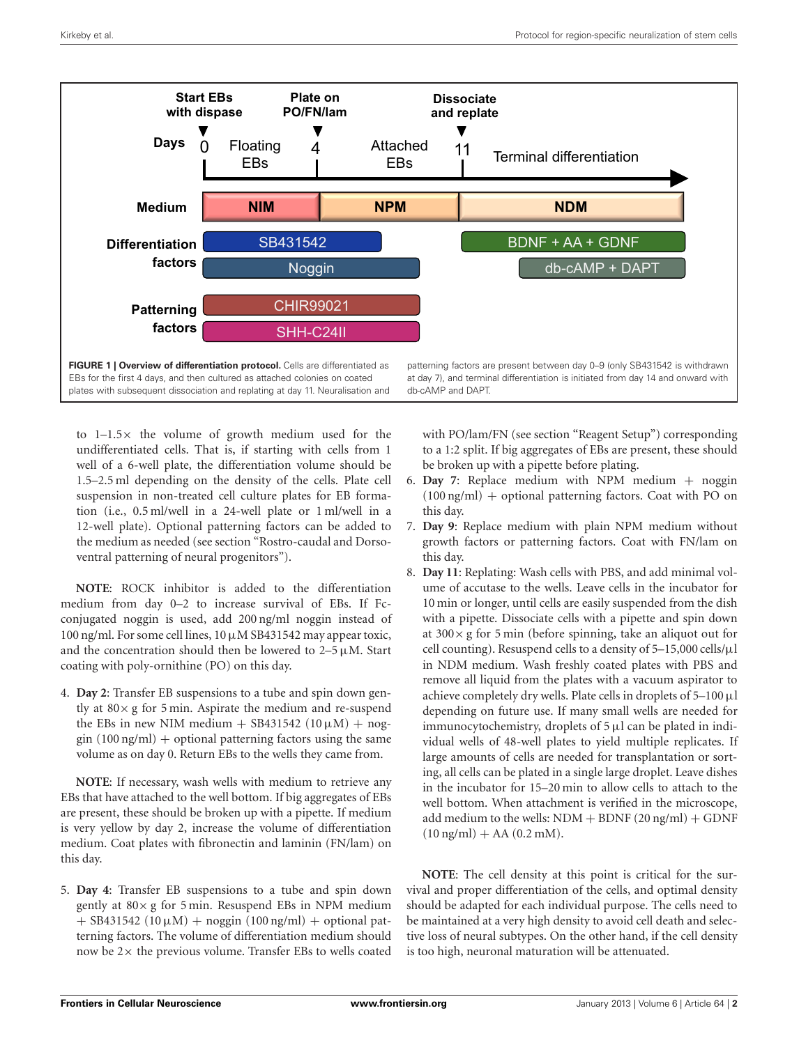**FIGURE 1 | Overview of differentiation protocol.** Cells are differentiated as EBs for the first 4 days, and then cultured as attached colonies on coated plates with subsequent dissociation and replating at day 11. Neuralisation and patterning factors are present between day 0–9 (only SB431542 is withdrawn at day 7), and terminal differentiation is initiated from day 14 and onward with db-cAMP and DAPT.

to 1–1.5× the volume of growth medium used for the undifferentiated cells. That is, if starting with cells from 1 well of a 6-well plate, the differentiation volume should be 1.5–2.5 ml depending on the density of the cells. Plate cell suspension in non-treated cell culture plates for EB formation (i.e., 0.5 ml/well in a 24-well plate or 1 ml/well in a 12-well plate). Optional patterning factors can be added to the medium as needed (see section "Rostro-caudal and Dorso-ventral patterning of neural progenitors").

**NOTE**: ROCK inhibitor is added to the differentiation medium from day 0–2 to increase survival of EBs. If Fc-conjugated noggin is used, add 200 ng/ml noggin instead of 100 ng/ml. For some cell lines, 10 μM SB431542 may appear toxic, and the concentration should then be lowered to 2–5 μM. Start coating with poly-ornithine (PO) on this day.

4. **Day 2**: Transfer EB suspensions to a tube and spin down gently at 80× g for 5 min. Aspirate the medium and re-suspend the EBs in new NIM medium + SB431542 (10 μM) + noggin (100 ng/ml) + optional patterning factors using the same volume as on day 0. Return EBs to the wells they came from.

**NOTE**: If necessary, wash wells with medium to retrieve any EBs that have attached to the well bottom. If big aggregates of EBs are present, these should be broken up with a pipette. If medium is very yellow by day 2, increase the volume of differentiation medium. Coat plates with fibronectin and laminin (FN/lam) on this day.

5. **Day 4**: Transfer EB suspensions to a tube and spin down gently at 80× g for 5 min. Resuspend EBs in NPM medium + SB431542 (10 μM) + noggin (100 ng/ml) + optional patterning factors. The volume of differentiation medium should now be 2× the previous volume. Transfer EBs to wells coated with PO/lam/FN (see section "Reagent Setup") corresponding to a 1:2 split. If big aggregates of EBs are present, these should be broken up with a pipette before plating.
6. **Day 7**: Replace medium with NPM medium + noggin (100 ng/ml) + optional patterning factors. Coat with PO on this day.
7. **Day 9**: Replace medium with plain NPM medium without growth factors or patterning factors. Coat with FN/lam on this day.
8. **Day 11**: Replating: Wash cells with PBS, and add minimal volume of accutase to the wells. Leave cells in the incubator for 10 min or longer, until cells are easily suspended from the dish with a pipette. Dissociate cells with a pipette and spin down at 300× g for 5 min (before spinning, take an aliquot out for cell counting). Resuspend cells to a density of 5–15,000 cells/μl in NDM medium. Wash freshly coated plates with PBS and remove all liquid from the plates with a vacuum aspirator to achieve completely dry wells. Plate cells in droplets of 5–100 μl depending on future use. If many small wells are needed for immunocytochemistry, droplets of 5 μl can be plated in individual wells of 48-well plates to yield multiple replicates. If large amounts of cells are needed for transplantation or sorting, all cells can be plated in a single large droplet. Leave dishes in the incubator for 15–20 min to allow cells to attach to the well bottom. When attachment is verified in the microscope, add medium to the wells: NDM + BDNF (20 ng/ml) + GDNF (10 ng/ml) + AA (0.2 mM).

**NOTE**: The cell density at this point is critical for the survival and proper differentiation of the cells, and optimal density should be adapted for each individual purpose. The cells need to be maintained at a very high density to avoid cell death and selective loss of neural subtypes. On the other hand, if the cell density is too high, neuronal maturation will be attenuated.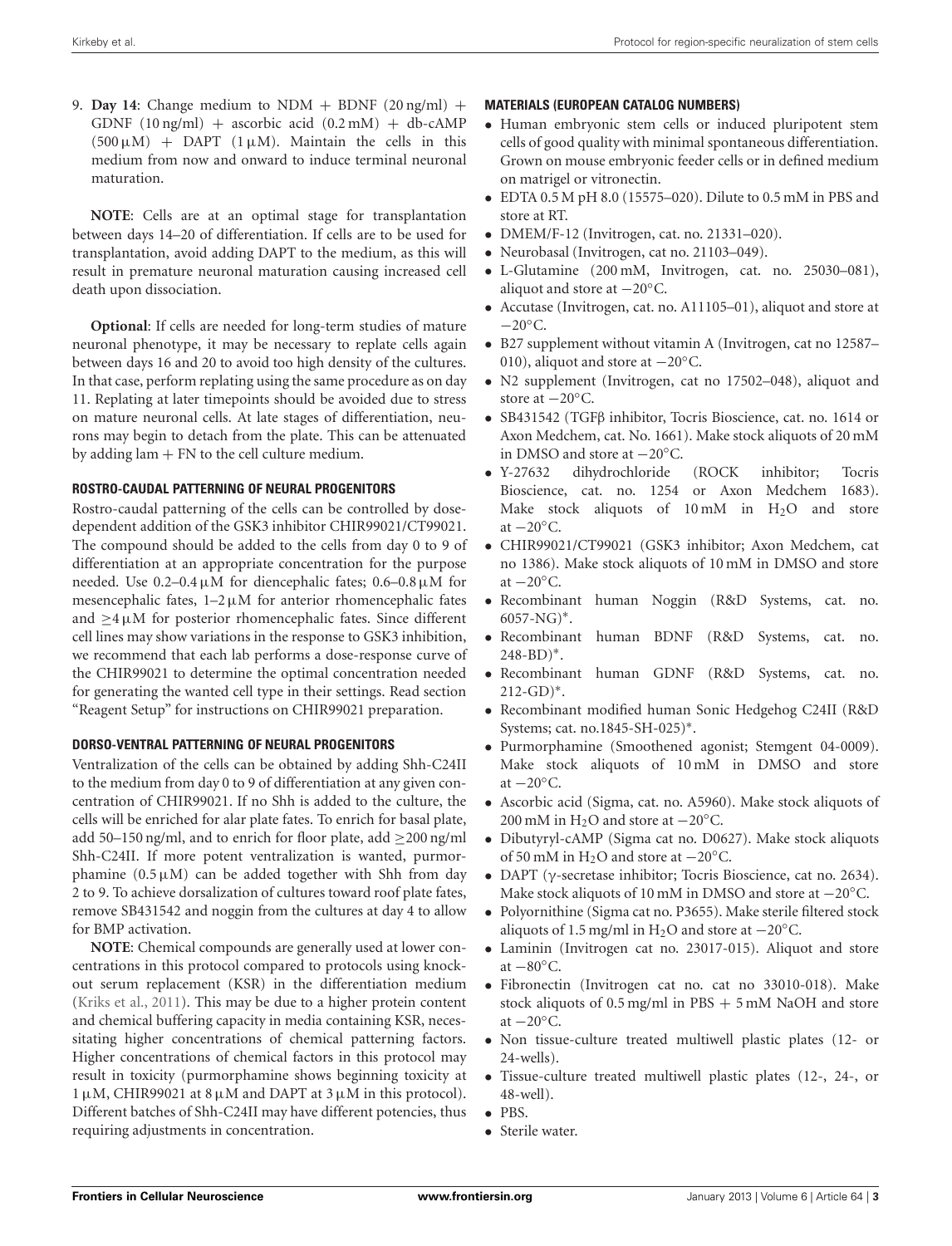9. **Day 14**: Change medium to NDM + BDNF (20 ng/ml) + GDNF (10 ng/ml) + ascorbic acid (0.2 mM) + db-cAMP (500 μM) + DAPT (1 μM). Maintain the cells in this medium from now and onward to induce terminal neuronal maturation.

**NOTE**: Cells are at an optimal stage for transplantation between days 14–20 of differentiation. If cells are to be used for transplantation, avoid adding DAPT to the medium, as this will result in premature neuronal maturation causing increased cell death upon dissociation.

**Optional**: If cells are needed for long-term studies of mature neuronal phenotype, it may be necessary to replate cells again between days 16 and 20 to avoid too high density of the cultures. In that case, perform replating using the same procedure as on day 11. Replating at later timepoints should be avoided due to stress on mature neuronal cells. At late stages of differentiation, neurons may begin to detach from the plate. This can be attenuated by adding lam + FN to the cell culture medium.

### ROSTRO-CAUDAL PATTERNING OF NEURAL PROGENITORS

Rostro-caudal patterning of the cells can be controlled by dose-dependent addition of the GSK3 inhibitor CHIR99021/CT99021. The compound should be added to the cells from day 0 to 9 of differentiation at an appropriate concentration for the purpose needed. Use 0.2–0.4 μM for diencephalic fates; 0.6–0.8 μM for mesencephalic fates, 1–2 μM for anterior rhombencephalic fates and ≥4 μM for posterior rhombencephalic fates. Since different cell lines may show variations in the response to GSK3 inhibition, we recommend that each lab performs a dose-response curve of the CHIR99021 to determine the optimal concentration needed for generating the wanted cell type in their settings. Read section "Reagent Setup" for instructions on CHIR99021 preparation.

### DORSO-VENTRAL PATTERNING OF NEURAL PROGENITORS

Ventralization of the cells can be obtained by adding Shh-C24II to the medium from day 0 to 9 of differentiation at any given concentration of CHIR99021. If no Shh is added to the culture, the cells will be enriched for alar plate fates. To enrich for basal plate, add 50–150 ng/ml, and to enrich for floor plate, add ≥200 ng/ml Shh-C24II. If more potent ventralization is wanted, purmorphamine (0.5 μM) can be added together with Shh from day 2 to 9. To achieve dorsalization of cultures toward roof plate fates, remove SB431542 and noggin from the cultures at day 4 to allow for BMP activation.

**NOTE**: Chemical compounds are generally used at lower concentrations in this protocol compared to protocols using knockout serum replacement (KSR) in the differentiation medium (Kriks et al., 2011). This may be due to a higher protein content and chemical buffering capacity in media containing KSR, necessitating higher concentrations of chemical patterning factors. Higher concentrations of chemical factors in this protocol may result in toxicity (purmorphamine shows beginning toxicity at 1 μM, CHIR99021 at 8 μM and DAPT at 3 μM in this protocol). Different batches of Shh-C24II may have different potencies, thus requiring adjustments in concentration.

### MATERIALS (EUROPEAN CATALOG NUMBERS)

- Human embryonic stem cells or induced pluripotent stem cells of good quality with minimal spontaneous differentiation. Grown on mouse embryonic feeder cells or in defined medium on matrigel or vitronectin.
- EDTA 0.5 M pH 8.0 (15575–020). Dilute to 0.5 mM in PBS and store at RT.
- DMEM/F-12 (Invitrogen, cat. no. 21331–020).
- Neurobasal (Invitrogen, cat no. 21103–049).
- L-Glutamine (200 mM, Invitrogen, cat. no. 25030–081), aliquot and store at −20°C.
- Accutase (Invitrogen, cat. no. A11105–01), aliquot and store at −20°C.
- B27 supplement without vitamin A (Invitrogen, cat no 12587–010), aliquot and store at −20°C.
- N2 supplement (Invitrogen, cat no 17502–048), aliquot and store at −20°C.
- SB431542 (TGFβ inhibitor, Tocris Bioscience, cat. no. 1614 or Axon Medchem, cat. No. 1661). Make stock aliquots of 20 mM in DMSO and store at −20°C.
- Y-27632 dihydrochloride (ROCK inhibitor; Tocris Bioscience, cat. no. 1254 or Axon Medchem 1683). Make stock aliquots of 10 mM in $H_2O$ and store at −20°C.
- CHIR99021/CT99021 (GSK3 inhibitor; Axon Medchem, cat no 1386). Make stock aliquots of 10 mM in DMSO and store at −20°C.
- Recombinant human Noggin (R&D Systems, cat. no. 6057-NG)*.
- Recombinant human BDNF (R&D Systems, cat. no. 248-BD)*.
- Recombinant human GDNF (R&D Systems, cat. no. 212-GD)*.
- Recombinant modified human Sonic Hedgehog C24II (R&D Systems; cat. no.1845-SH-025)*.
- Purmorphamine (Smoothened agonist; Stemgent 04-0009). Make stock aliquots of 10 mM in DMSO and store at −20°C.
- Ascorbic acid (Sigma, cat. no. A5960). Make stock aliquots of 200 mM in $H_2O$ and store at −20°C.
- Dibutyryl-cAMP (Sigma cat no. D0627). Make stock aliquots of 50 mM in $H_2O$ and store at −20°C.
- DAPT (γ-secretase inhibitor; Tocris Bioscience, cat no. 2634). Make stock aliquots of 10 mM in DMSO and store at −20°C.
- Polyornithine (Sigma cat no. P3655). Make sterile filtered stock aliquots of 1.5 mg/ml in $H_2O$ and store at −20°C.
- Laminin (Invitrogen cat no. 23017-015). Aliquot and store at −80°C.
- Fibronectin (Invitrogen cat no. cat no 33010-018). Make stock aliquots of 0.5 mg/ml in PBS + 5 mM NaOH and store at −20°C.
- Non tissue-culture treated multiwell plastic plates (12- or 24-wells).
- Tissue-culture treated multiwell plastic plates (12-, 24-, or 48-well).
- PBS.
- Sterile water.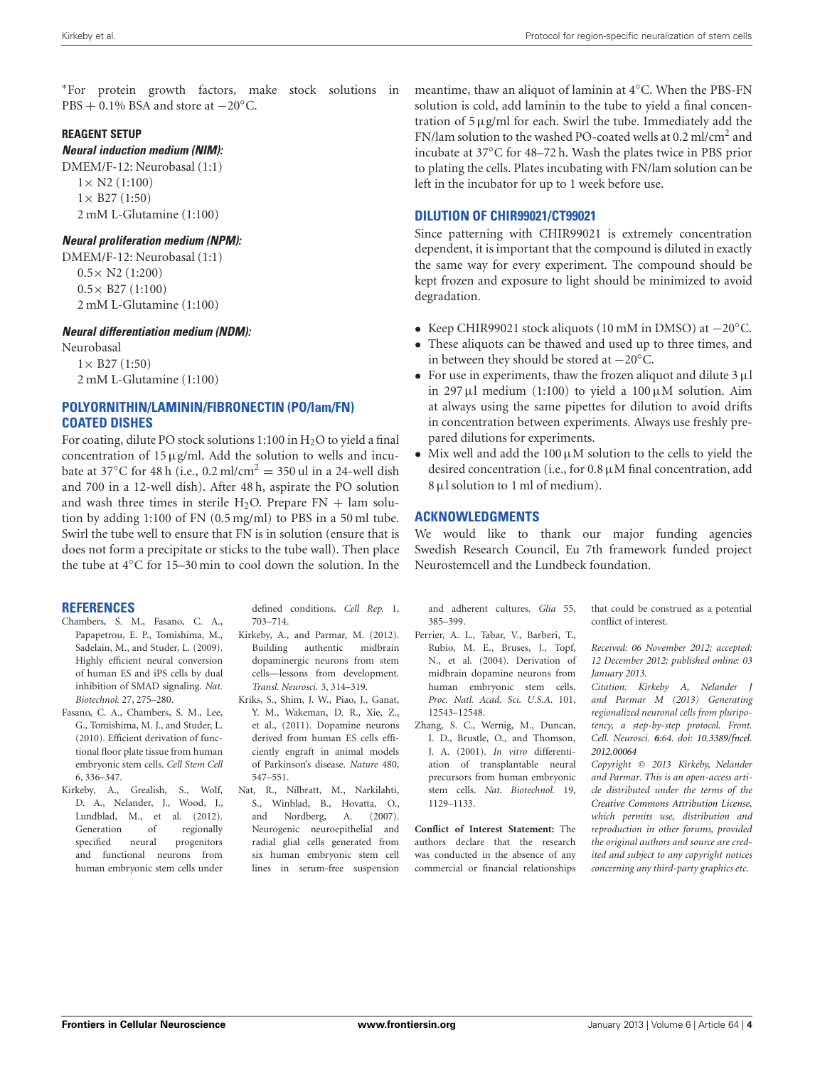*For protein growth factors, make stock solutions in PBS + 0.1% BSA and store at −20°C.

### REAGENT SETUP

#### *Neural induction medium (NIM):*

DMEM/F-12: Neurobasal (1:1)
1× N2 (1:100)
1× B27 (1:50)
2 mM L-Glutamine (1:100)

#### *Neural proliferation medium (NPM):*

DMEM/F-12: Neurobasal (1:1)
0.5× N2 (1:200)
0.5× B27 (1:100)
2 mM L-Glutamine (1:100)

#### *Neural differentiation medium (NDM):*

Neurobasal
1× B27 (1:50)
2 mM L-Glutamine (1:100)

## POLYORNITHIN/LAMININ/FIBRONECTIN (PO/lam/FN) COATED DISHES

For coating, dilute PO stock solutions 1:100 in $H_2O$ to yield a final concentration of 15 μg/ml. Add the solution to wells and incubate at 37°C for 48 h (i.e., 0.2 ml/cm$^2$ = 350 ul in a 24-well dish and 700 in a 12-well dish). After 48 h, aspirate the PO solution and wash three times in sterile $H_2O$. Prepare FN + lam solution by adding 1:100 of FN (0.5 mg/ml) to PBS in a 50 ml tube. Swirl the tube well to ensure that FN is in solution (ensure that is does not form a precipitate or sticks to the tube wall). Then place the tube at 4°C for 15–30 min to cool down the solution. In the meantime, thaw an aliquot of laminin at 4°C. When the PBS-FN solution is cold, add laminin to the tube to yield a final concentration of 5 μg/ml for each. Swirl the tube. Immediately add the FN/lam solution to the washed PO-coated wells at 0.2 ml/cm$^2$ and incubate at 37°C for 48–72 h. Wash the plates twice in PBS prior to plating the cells. Plates incubating with FN/lam solution can be left in the incubator for up to 1 week before use.

## DILUTION OF CHIR99021/CT99021

Since patterning with CHIR99021 is extremely concentration dependent, it is important that the compound is diluted in exactly the same way for every experiment. The compound should be kept frozen and exposure to light should be minimized to avoid degradation.

- Keep CHIR99021 stock aliquots (10 mM in DMSO) at −20°C.
- These aliquots can be thawed and used up to three times, and in between they should be stored at −20°C.
- For use in experiments, thaw the frozen aliquot and dilute 3 μl in 297 μl medium (1:100) to yield a 100 μM solution. Aim at always using the same pipettes for dilution to avoid drifts in concentration between experiments. Always use freshly prepared dilutions for experiments.
- Mix well and add the 100 μM solution to the cells to yield the desired concentration (i.e., for 0.8 μM final concentration, add 8 μl solution to 1 ml of medium).

## ACKNOWLEDGMENTS

We would like to thank our major funding agencies Swedish Research Council, Eu 7th framework funded project Neurostemcell and the Lundbeck foundation.

## REFERENCES

Chambers, S. M., Fasano, C. A., Papapetrou, E. P., Tomishima, M., Sadelain, M., and Studer, L. (2009). Highly efficient neural conversion of human ES and iPS cells by dual inhibition of SMAD signaling. *Nat. Biotechnol.* 27, 275–280.

Fasano, C. A., Chambers, S. M., Lee, G., Tomishima, M. J., and Studer, L. (2010). Efficient derivation of functional floor plate tissue from human embryonic stem cells. *Cell Stem Cell* 6, 336–347.

Kirkeby, A., Grealish, S., Wolf, D. A., Nelander, J., Wood, J., Lundblad, M., et al. (2012). Generation of regionally specified neural progenitors and functional neurons from human embryonic stem cells under defined conditions. *Cell Rep.* 1, 703–714.

Kirkeby, A., and Parmar, M. (2012). Building authentic midbrain dopaminergic neurons from stem cells—lessons from development. *Transl. Neurosci.* 3, 314–319.

Kriks, S., Shim, J. W., Piao, J., Ganat, Y. M., Wakeman, D. R., Xie, Z., et al., (2011). Dopamine neurons derived from human ES cells efficiently engraft in animal models of Parkinson's disease. *Nature* 480, 547–551.

Nat, R., Nilbratt, M., Narkilahti, S., Winblad, B., Hovatta, O., and Nordberg, A. (2007). Neurogenic neuroepithelial and radial glial cells generated from six human embryonic stem cell lines in serum-free suspension and adherent cultures. *Glia* 55, 385–399.

Perrier, A. L., Tabar, V., Barberi, T., Rubio, M. E., Bruses, J., Topf, N., et al. (2004). Derivation of midbrain dopamine neurons from human embryonic stem cells. *Proc. Natl. Acad. Sci. U.S.A.* 101, 12543–12548.

Zhang, S. C., Wernig, M., Duncan, I. D., Brustle, O., and Thomson, J. A. (2001). *In vitro* differentiation of transplantable neural precursors from human embryonic stem cells. *Nat. Biotechnol.* 19, 1129–1133.

**Conflict of Interest Statement:** The authors declare that the research was conducted in the absence of any commercial or financial relationships that could be construed as a potential conflict of interest.

*Received: 06 November 2012; accepted: 12 December 2012; published online: 03 January 2013.*

*Citation: Kirkeby A, Nelander J and Parmar M (2013) Generating regionalized neuronal cells from pluripotency, a step-by-step protocol. Front. Cell. Neurosci. 6:64. doi: 10.3389/fncel.2012.00064*

*Copyright © 2013 Kirkeby, Nelander and Parmar. This is an open-access article distributed under the terms of the Creative Commons Attribution License, which permits use, distribution and reproduction in other forums, provided the original authors and source are credited and subject to any copyright notices concerning any third-party graphics etc.*